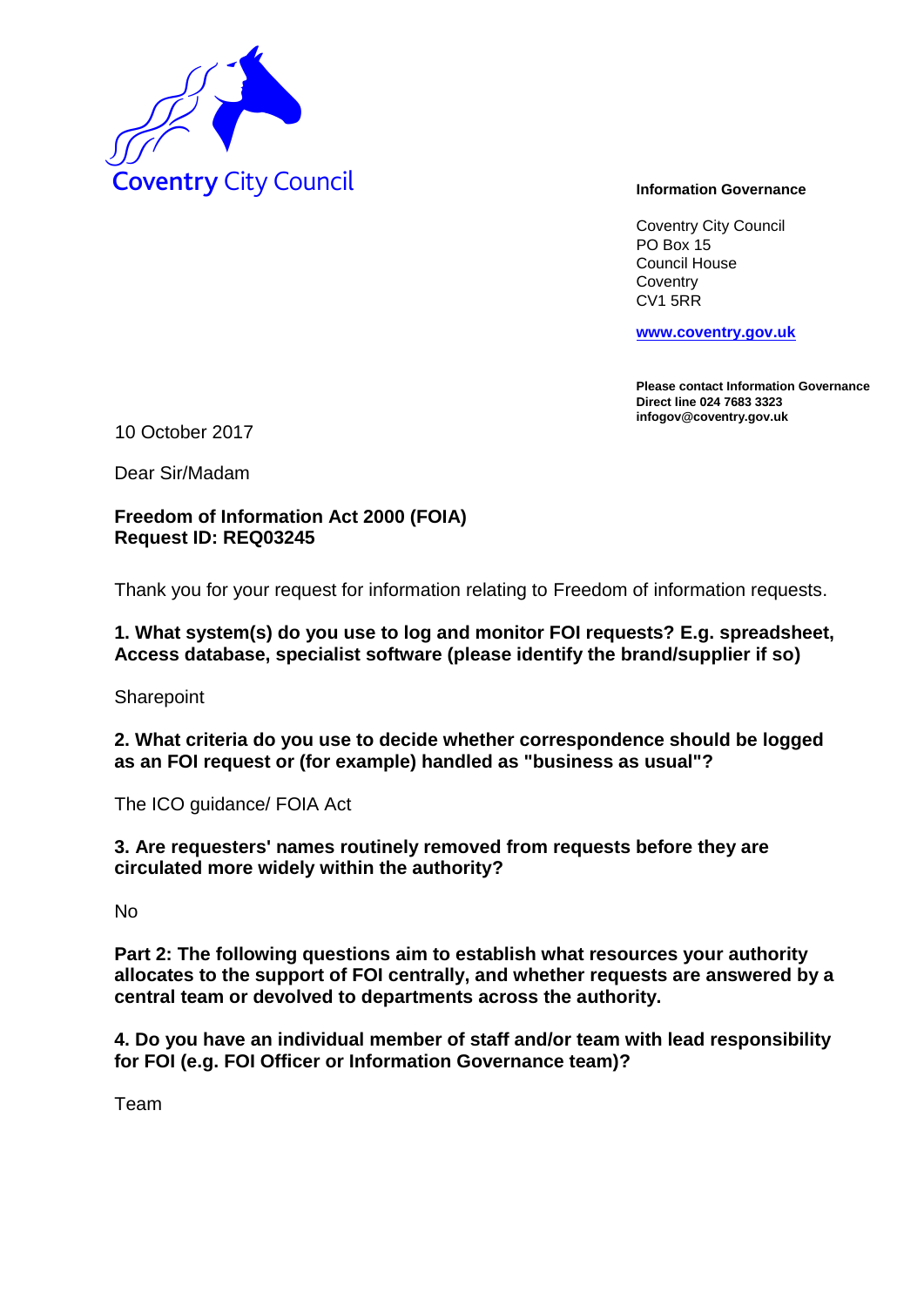Coventry City Council

**Information Governance**

Coventry City Council
PO Box 15
Council House
Coventry
CV1 5RR

**www.coventry.gov.uk**

**Please contact Information Governance**
**Direct line 024 7683 3323**
**infogov@coventry.gov.uk**

10 October 2017

Dear Sir/Madam

**Freedom of Information Act 2000 (FOIA)**
**Request ID: REQ03245**

Thank you for your request for information relating to Freedom of information requests.

**1. What system(s) do you use to log and monitor FOI requests? E.g. spreadsheet, Access database, specialist software (please identify the brand/supplier if so)**

Sharepoint

**2. What criteria do you use to decide whether correspondence should be logged as an FOI request or (for example) handled as "business as usual"?**

The ICO guidance/ FOIA Act

**3. Are requesters' names routinely removed from requests before they are circulated more widely within the authority?**

No

**Part 2: The following questions aim to establish what resources your authority allocates to the support of FOI centrally, and whether requests are answered by a central team or devolved to departments across the authority.**

**4. Do you have an individual member of staff and/or team with lead responsibility for FOI (e.g. FOI Officer or Information Governance team)?**

Team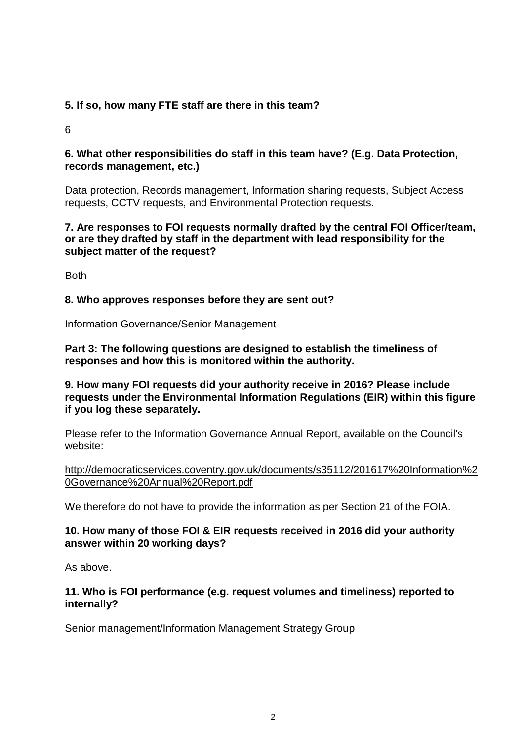**5. If so, how many FTE staff are there in this team?**

6

**6. What other responsibilities do staff in this team have? (E.g. Data Protection, records management, etc.)**

Data protection, Records management, Information sharing requests, Subject Access requests, CCTV requests, and Environmental Protection requests.

**7. Are responses to FOI requests normally drafted by the central FOI Officer/team, or are they drafted by staff in the department with lead responsibility for the subject matter of the request?**

Both

**8. Who approves responses before they are sent out?**

Information Governance/Senior Management

**Part 3: The following questions are designed to establish the timeliness of responses and how this is monitored within the authority.**

**9. How many FOI requests did your authority receive in 2016? Please include requests under the Environmental Information Regulations (EIR) within this figure if you log these separately.**

Please refer to the Information Governance Annual Report, available on the Council's website:

http://democraticservices.coventry.gov.uk/documents/s35112/201617%20Information%20Governance%20Annual%20Report.pdf

We therefore do not have to provide the information as per Section 21 of the FOIA.

**10. How many of those FOI & EIR requests received in 2016 did your authority answer within 20 working days?**

As above.

**11. Who is FOI performance (e.g. request volumes and timeliness) reported to internally?**

Senior management/Information Management Strategy Group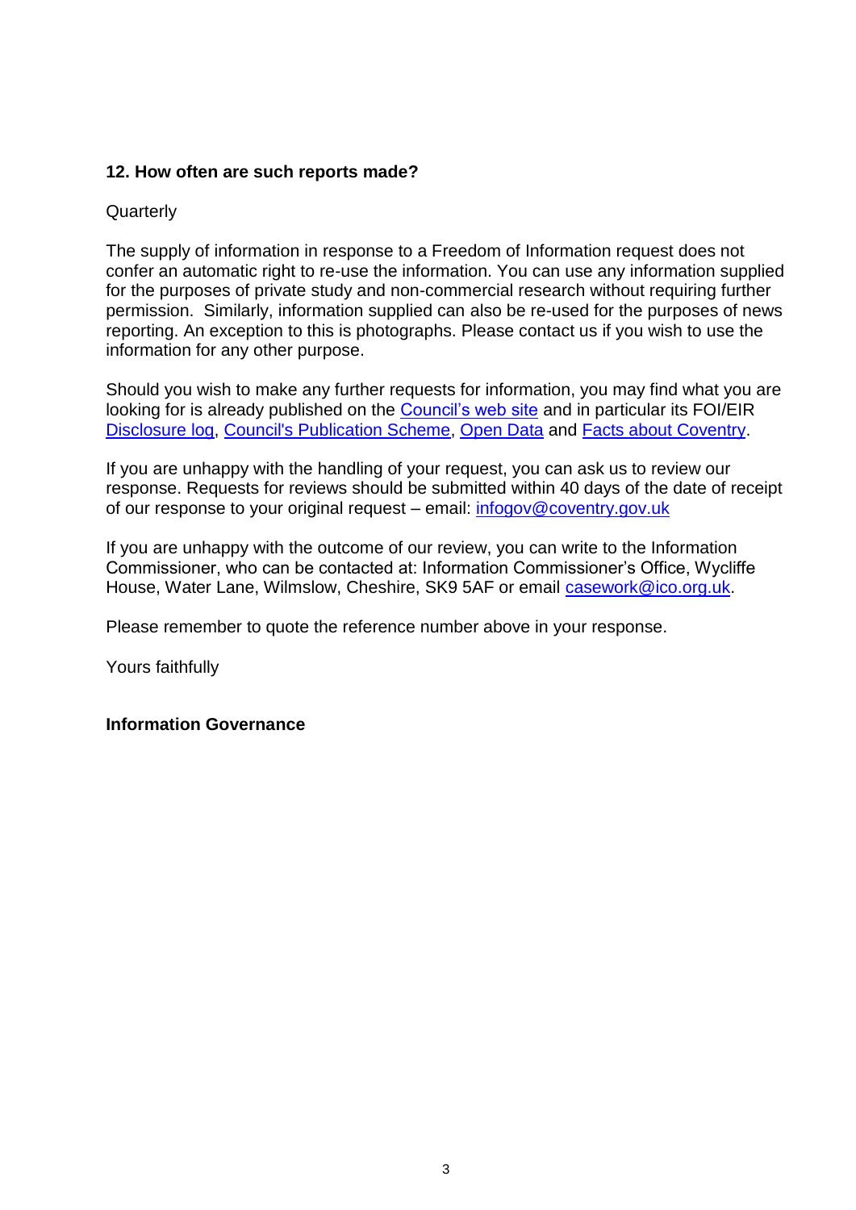**12. How often are such reports made?**

Quarterly

The supply of information in response to a Freedom of Information request does not confer an automatic right to re-use the information. You can use any information supplied for the purposes of private study and non-commercial research without requiring further permission. Similarly, information supplied can also be re-used for the purposes of news reporting. An exception to this is photographs. Please contact us if you wish to use the information for any other purpose.

Should you wish to make any further requests for information, you may find what you are looking for is already published on the Council's web site and in particular its FOI/EIR Disclosure log, Council's Publication Scheme, Open Data and Facts about Coventry.

If you are unhappy with the handling of your request, you can ask us to review our response. Requests for reviews should be submitted within 40 days of the date of receipt of our response to your original request – email: infogov@coventry.gov.uk

If you are unhappy with the outcome of our review, you can write to the Information Commissioner, who can be contacted at: Information Commissioner's Office, Wycliffe House, Water Lane, Wilmslow, Cheshire, SK9 5AF or email casework@ico.org.uk.

Please remember to quote the reference number above in your response.

Yours faithfully

**Information Governance**